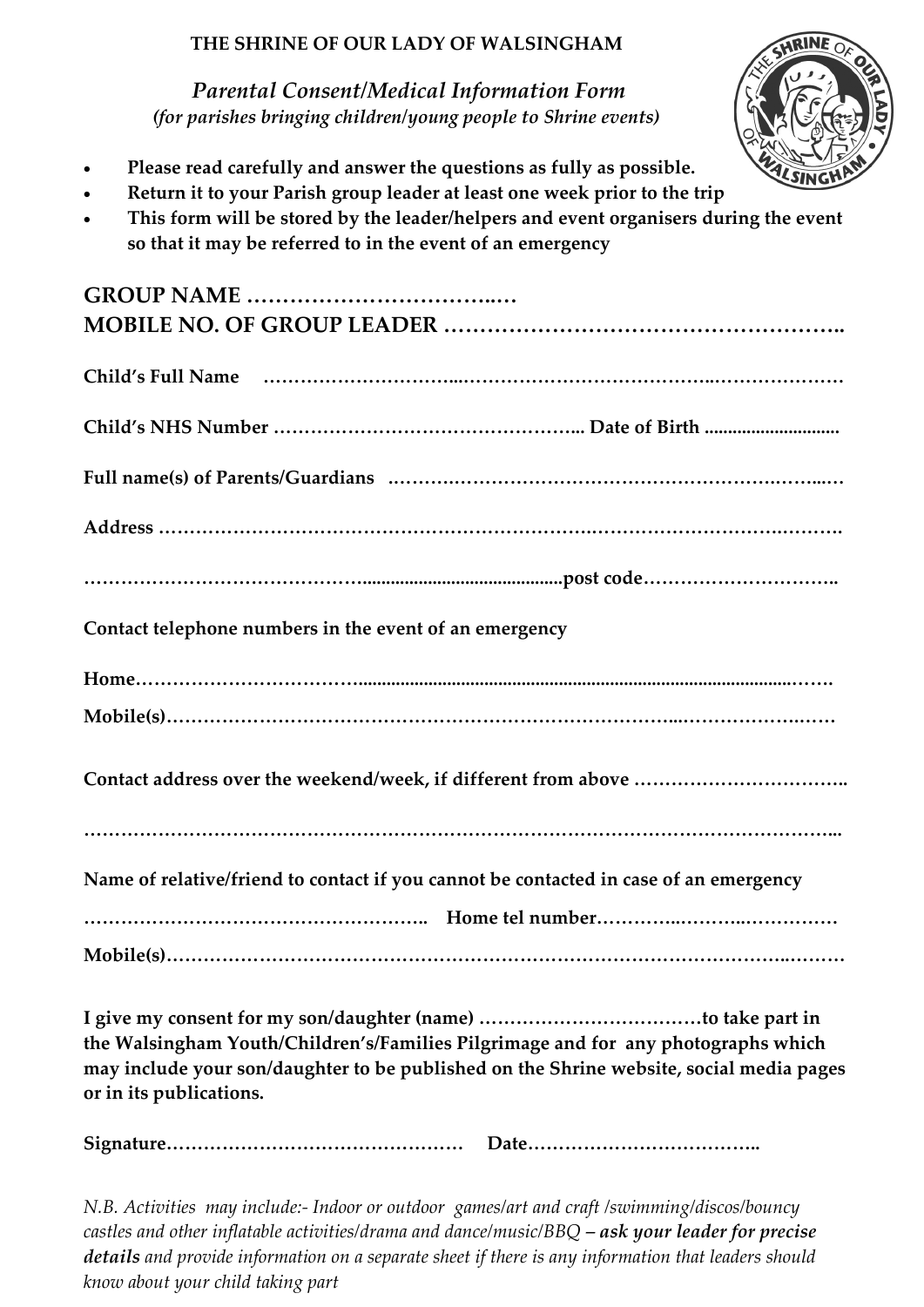**THE SHRINE OF OUR LADY OF WALSINGHAM**

*Parental Consent/Medical Information Form*
*(for parishes bringing children/young people to Shrine events)*

- **Please read carefully and answer the questions as fully as possible.**
- **Return it to your Parish group leader at least one week prior to the trip**
- **This form will be stored by the leader/helpers and event organisers during the event so that it may be referred to in the event of an emergency**

**GROUP NAME ………………………………..…**
**MOBILE NO. OF GROUP LEADER ……………………………………………..**

**Child's Full Name …………………………...…………………………………..…………………**

**Child's NHS Number …………………………………………... Date of Birth ............................**

**Full name(s) of Parents/Guardians ..…….………………………………………………….……...…**

**Address ……………………………………………………………….…………………………….……….**

**……………………………………..........................................post code…………………………..**

**Contact telephone numbers in the event of an emergency**

**Home……………………………...................................................................................................……**

**Mobile(s)……………………………………………………………………...…………………..……**

**Contact address over the weekend/week, if different from above ……………………………..**

**……………………………………………………………………………………………………………...**

**Name of relative/friend to contact if you cannot be contacted in case of an emergency**

**……………………………………………….. Home tel number………….……….……………**

**Mobile(s)…………………………………………………………………………………….………**

**I give my consent for my son/daughter (name) ………………………………to take part in the Walsingham Youth/Children's/Families Pilgrimage and for any photographs which may include your son/daughter to be published on the Shrine website, social media pages or in its publications.**

**Signature………………………………………… Date……………………………..**

*N.B. Activities may include:- Indoor or outdoor games/art and craft /swimming/discos/bouncy castles and other inflatable activities/drama and dance/music/BBQ* ***– ask your leader for precise details*** *and provide information on a separate sheet if there is any information that leaders should know about your child taking part*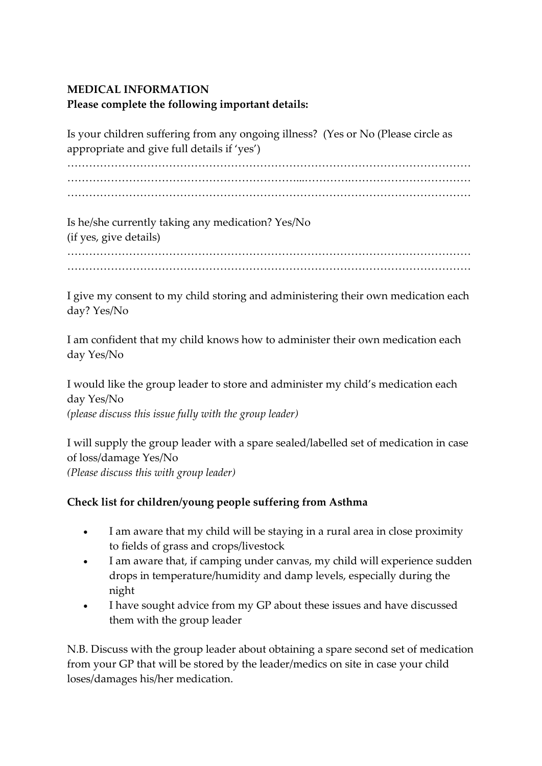**MEDICAL INFORMATION**
**Please complete the following important details:**

Is your children suffering from any ongoing illness? (Yes or No (Please circle as appropriate and give full details if 'yes')

…………………………………………………………………………………………………
…………………………………………………………………………………………………
…………………………………………………………………………………………………

Is he/she currently taking any medication? Yes/No
(if yes, give details)

…………………………………………………………………………………………………
…………………………………………………………………………………………………

I give my consent to my child storing and administering their own medication each day? Yes/No

I am confident that my child knows how to administer their own medication each day Yes/No

I would like the group leader to store and administer my child's medication each day Yes/No
*(please discuss this issue fully with the group leader)*

I will supply the group leader with a spare sealed/labelled set of medication in case of loss/damage Yes/No
*(Please discuss this with group leader)*

**Check list for children/young people suffering from Asthma**

- I am aware that my child will be staying in a rural area in close proximity to fields of grass and crops/livestock
- I am aware that, if camping under canvas, my child will experience sudden drops in temperature/humidity and damp levels, especially during the night
- I have sought advice from my GP about these issues and have discussed them with the group leader

N.B. Discuss with the group leader about obtaining a spare second set of medication from your GP that will be stored by the leader/medics on site in case your child loses/damages his/her medication.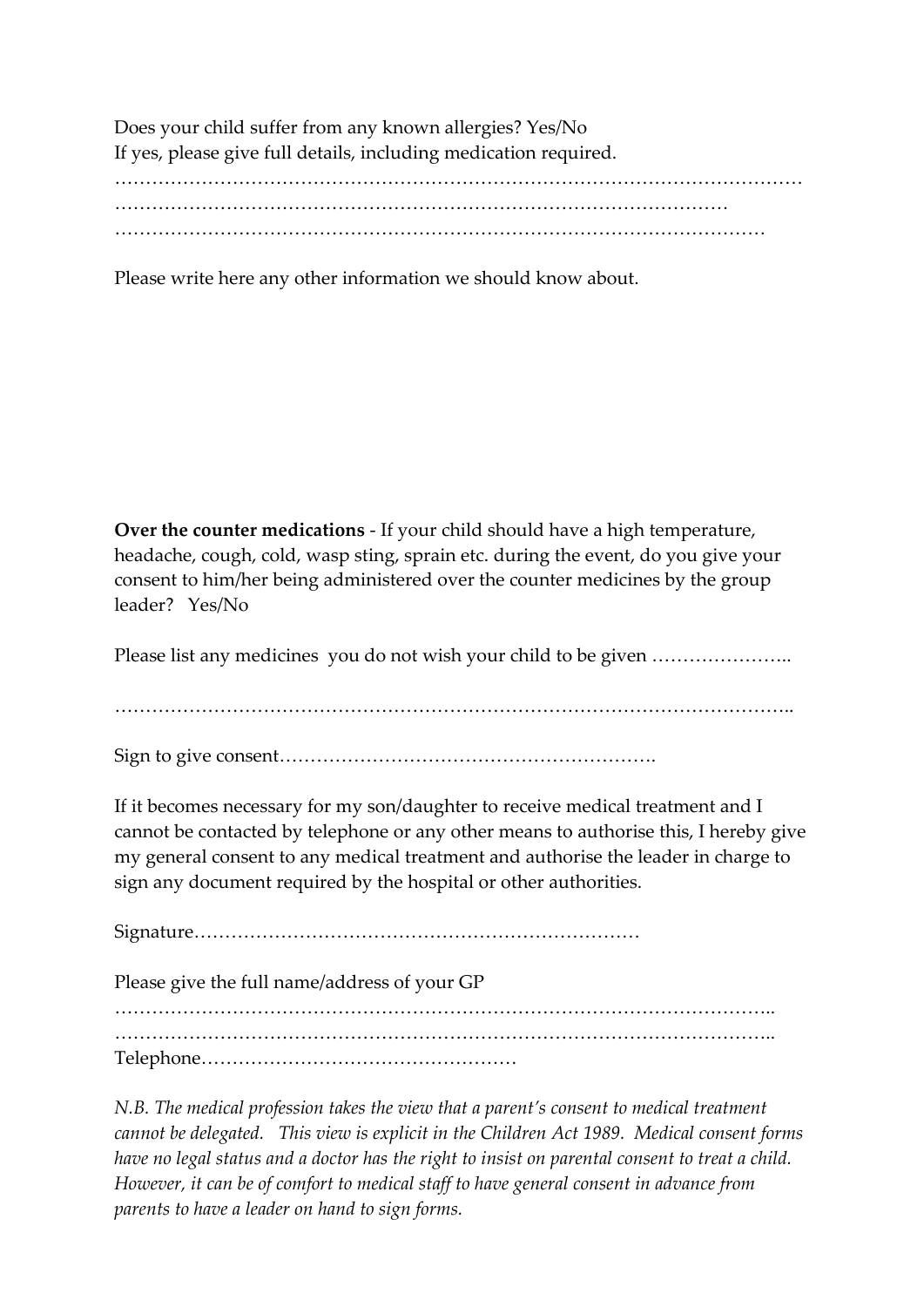Does your child suffer from any known allergies? Yes/No
If yes, please give full details, including medication required.
…………………………………………………………………………………………………
……………………………………………………………………………………
………………………………………………………………………………………………

Please write here any other information we should know about.

**Over the counter medications** - If your child should have a high temperature, headache, cough, cold, wasp sting, sprain etc. during the event, do you give your consent to him/her being administered over the counter medicines by the group leader? Yes/No

Please list any medicines you do not wish your child to be given …………………..

………………………………………………………………………………………………..

Sign to give consent…………………………………………………….

If it becomes necessary for my son/daughter to receive medical treatment and I cannot be contacted by telephone or any other means to authorise this, I hereby give my general consent to any medical treatment and authorise the leader in charge to sign any document required by the hospital or other authorities.

Signature………………………………………………………………

Please give the full name/address of your GP
………………………………………………………………………………………………..
………………………………………………………………………………………………..
Telephone……………………………………………

*N.B. The medical profession takes the view that a parent's consent to medical treatment cannot be delegated. This view is explicit in the Children Act 1989. Medical consent forms have no legal status and a doctor has the right to insist on parental consent to treat a child. However, it can be of comfort to medical staff to have general consent in advance from parents to have a leader on hand to sign forms.*